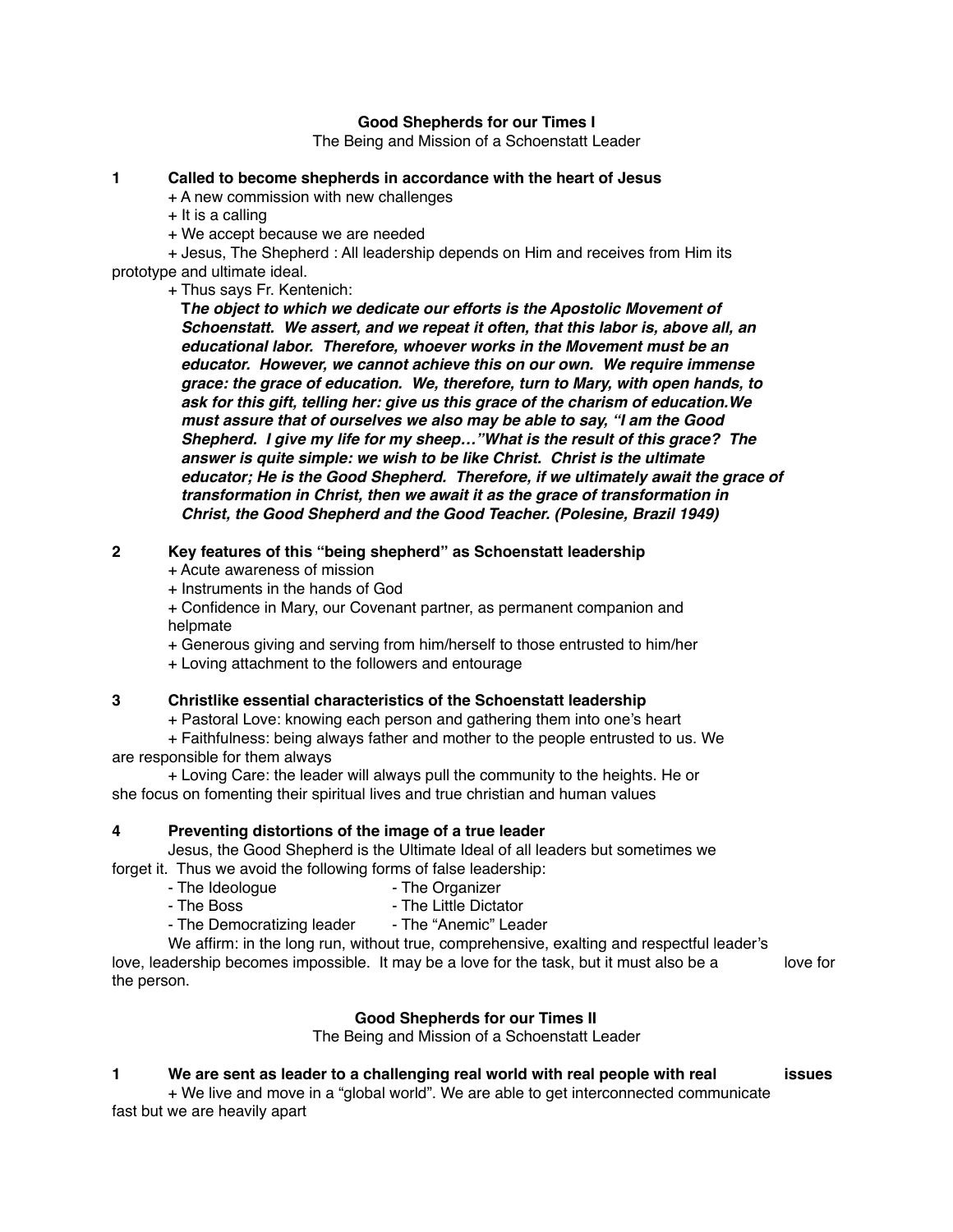**Good Shepherds for our Times I**

The Being and Mission of a Schoenstatt Leader

**1 Called to become shepherds in accordance with the heart of Jesus**

+ A new commission with new challenges

+ It is a calling

+ We accept because we are needed

+ Jesus, The Shepherd : All leadership depends on Him and receives from Him its prototype and ultimate ideal.

+ Thus says Fr. Kentenich:

> ***The object to which we dedicate our efforts is the Apostolic Movement of Schoenstatt. We assert, and we repeat it often, that this labor is, above all, an educational labor. Therefore, whoever works in the Movement must be an educator. However, we cannot achieve this on our own. We require immense grace: the grace of education. We, therefore, turn to Mary, with open hands, to ask for this gift, telling her: give us this grace of the charism of education.We must assure that of ourselves we also may be able to say, "I am the Good Shepherd. I give my life for my sheep…"What is the result of this grace? The answer is quite simple: we wish to be like Christ. Christ is the ultimate educator; He is the Good Shepherd. Therefore, if we ultimately await the grace of transformation in Christ, then we await it as the grace of transformation in Christ, the Good Shepherd and the Good Teacher. (Polesine, Brazil 1949)***

**2 Key features of this "being shepherd" as Schoenstatt leadership**

+ Acute awareness of mission

+ Instruments in the hands of God

+ Confidence in Mary, our Covenant partner, as permanent companion and helpmate

+ Generous giving and serving from him/herself to those entrusted to him/her

+ Loving attachment to the followers and entourage

**3 Christlike essential characteristics of the Schoenstatt leadership**

+ Pastoral Love: knowing each person and gathering them into one's heart

+ Faithfulness: being always father and mother to the people entrusted to us. We are responsible for them always

+ Loving Care: the leader will always pull the community to the heights. He or she focus on fomenting their spiritual lives and true christian and human values

**4 Preventing distortions of the image of a true leader**

Jesus, the Good Shepherd is the Ultimate Ideal of all leaders but sometimes we forget it. Thus we avoid the following forms of false leadership:

- The Ideologue
- The Organizer
- The Boss
- The Little Dictator
- The Democratizing leader
- The "Anemic" Leader

We affirm: in the long run, without true, comprehensive, exalting and respectful leader's love, leadership becomes impossible. It may be a love for the task, but it must also be a love for the person.

**Good Shepherds for our Times II**

The Being and Mission of a Schoenstatt Leader

**1 We are sent as leader to a challenging real world with real people with real issues**

+ We live and move in a "global world". We are able to get interconnected communicate fast but we are heavily apart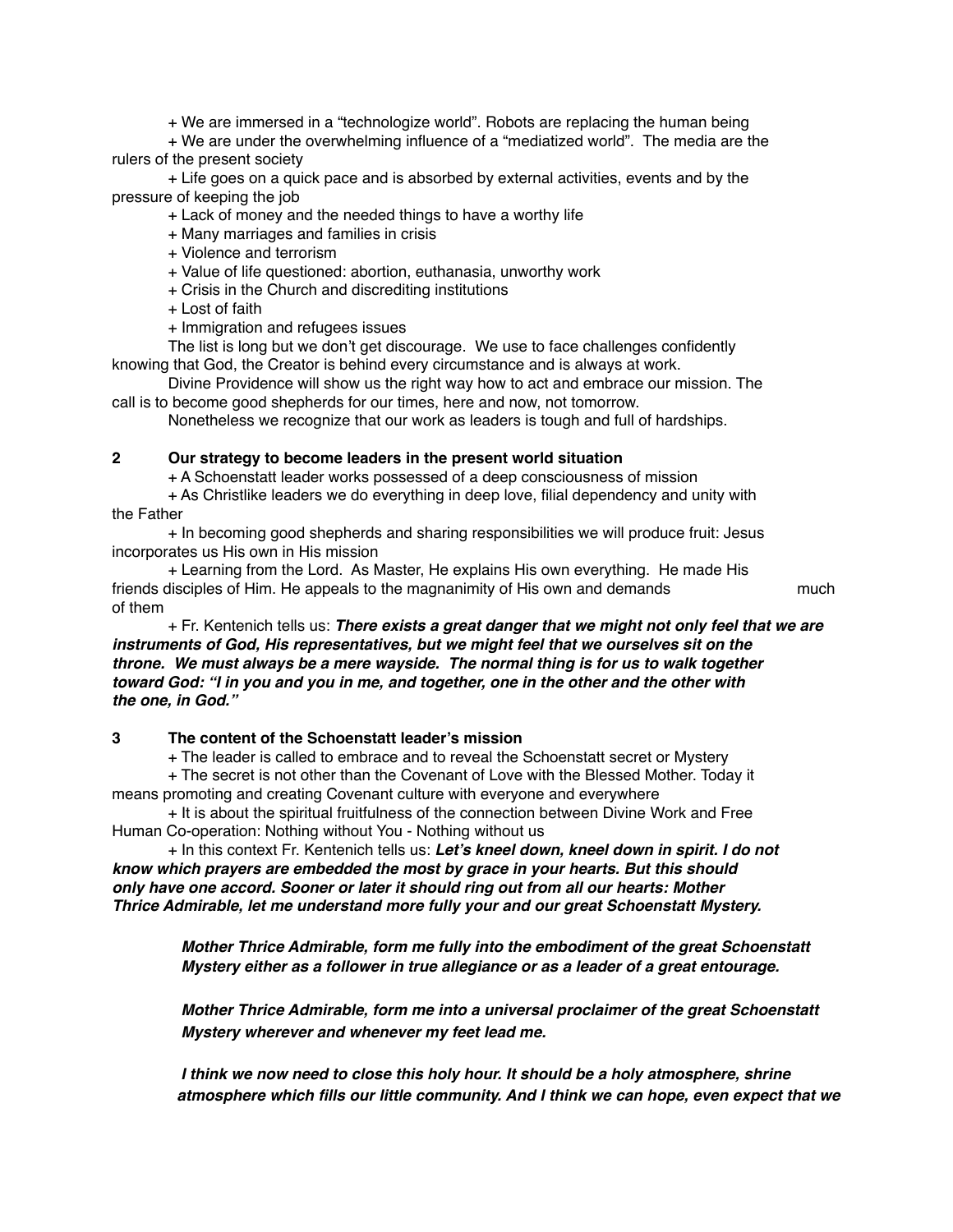+ We are immersed in a "technologize world". Robots are replacing the human being

+ We are under the overwhelming influence of a "mediatized world". The media are the rulers of the present society

+ Life goes on a quick pace and is absorbed by external activities, events and by the pressure of keeping the job

+ Lack of money and the needed things to have a worthy life

+ Many marriages and families in crisis

+ Violence and terrorism

+ Value of life questioned: abortion, euthanasia, unworthy work

+ Crisis in the Church and discrediting institutions

+ Lost of faith

+ Immigration and refugees issues

The list is long but we don't get discourage. We use to face challenges confidently knowing that God, the Creator is behind every circumstance and is always at work.

Divine Providence will show us the right way how to act and embrace our mission. The call is to become good shepherds for our times, here and now, not tomorrow.

Nonetheless we recognize that our work as leaders is tough and full of hardships.

## 2 Our strategy to become leaders in the present world situation

+ A Schoenstatt leader works possessed of a deep consciousness of mission

+ As Christlike leaders we do everything in deep love, filial dependency and unity with the Father

+ In becoming good shepherds and sharing responsibilities we will produce fruit: Jesus incorporates us His own in His mission

+ Learning from the Lord. As Master, He explains His own everything. He made His friends disciples of Him. He appeals to the magnanimity of His own and demands much of them

+ Fr. Kentenich tells us: ***There exists a great danger that we might not only feel that we are instruments of God, His representatives, but we might feel that we ourselves sit on the throne. We must always be a mere wayside. The normal thing is for us to walk together toward God: "I in you and you in me, and together, one in the other and the other with the one, in God."***

## 3 The content of the Schoenstatt leader's mission

+ The leader is called to embrace and to reveal the Schoenstatt secret or Mystery

+ The secret is not other than the Covenant of Love with the Blessed Mother. Today it means promoting and creating Covenant culture with everyone and everywhere

+ It is about the spiritual fruitfulness of the connection between Divine Work and Free Human Co-operation: Nothing without You - Nothing without us

+ In this context Fr. Kentenich tells us: ***Let's kneel down, kneel down in spirit. I do not know which prayers are embedded the most by grace in your hearts. But this should only have one accord. Sooner or later it should ring out from all our hearts: Mother Thrice Admirable, let me understand more fully your and our great Schoenstatt Mystery.***

> ***Mother Thrice Admirable, form me fully into the embodiment of the great Schoenstatt Mystery either as a follower in true allegiance or as a leader of a great entourage.***
>
> ***Mother Thrice Admirable, form me into a universal proclaimer of the great Schoenstatt Mystery wherever and whenever my feet lead me.***
>
> ***I think we now need to close this holy hour. It should be a holy atmosphere, shrine atmosphere which fills our little community. And I think we can hope, even expect that we***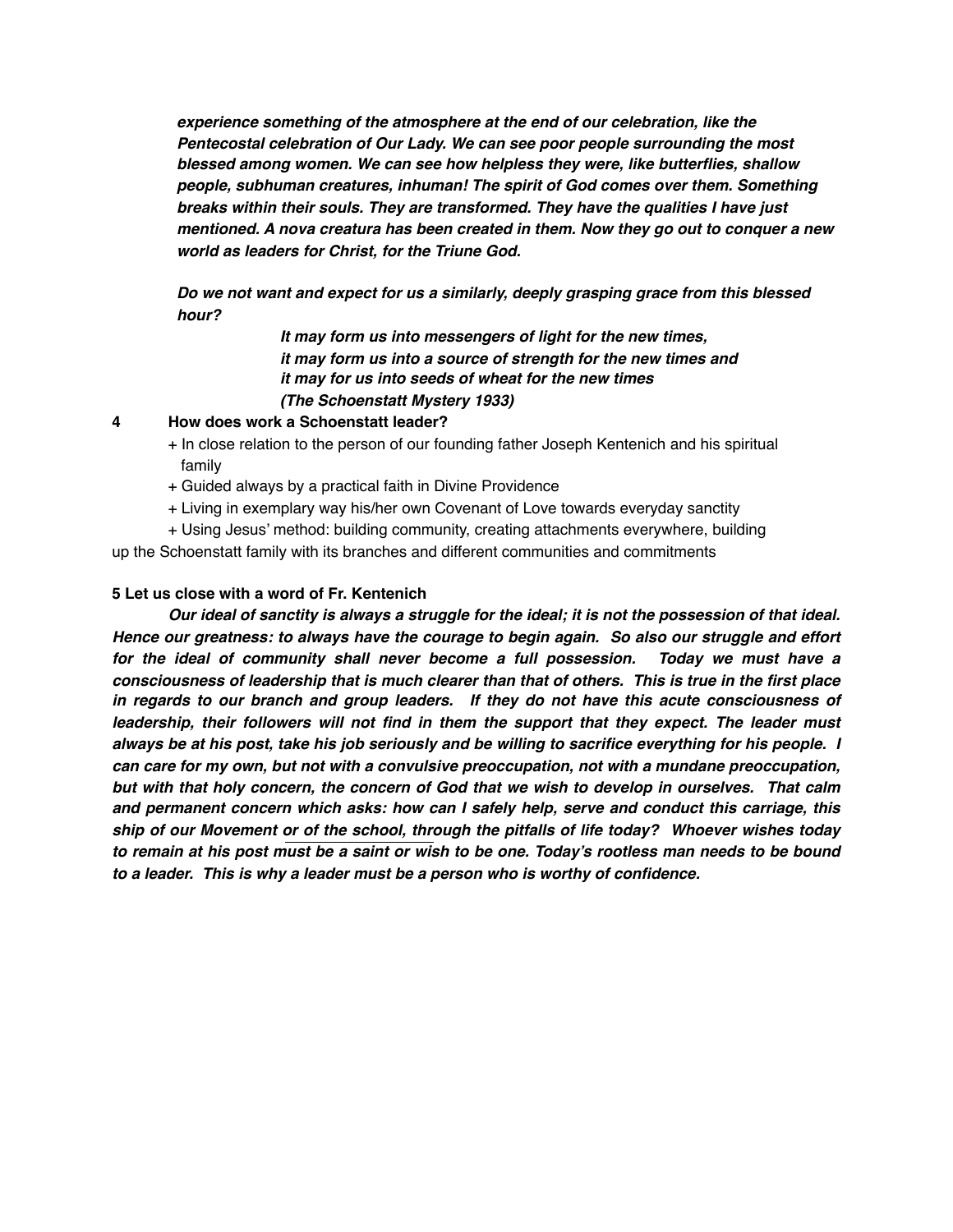***experience something of the atmosphere at the end of our celebration, like the Pentecostal celebration of Our Lady. We can see poor people surrounding the most blessed among women. We can see how helpless they were, like butterflies, shallow people, subhuman creatures, inhuman! The spirit of God comes over them. Something breaks within their souls. They are transformed. They have the qualities I have just mentioned. A nova creatura has been created in them. Now they go out to conquer a new world as leaders for Christ, for the Triune God.***

***Do we not want and expect for us a similarly, deeply grasping grace from this blessed hour?***

> ***It may form us into messengers of light for the new times,***
> ***it may form us into a source of strength for the new times and***
> ***it may for us into seeds of wheat for the new times***
> ***(The Schoenstatt Mystery 1933)***

**4 How does work a Schoenstatt leader?**

+ In close relation to the person of our founding father Joseph Kentenich and his spiritual family
+ Guided always by a practical faith in Divine Providence
+ Living in exemplary way his/her own Covenant of Love towards everyday sanctity
+ Using Jesus' method: building community, creating attachments everywhere, building up the Schoenstatt family with its branches and different communities and commitments

**5 Let us close with a word of Fr. Kentenich**

***Our ideal of sanctity is always a struggle for the ideal; it is not the possession of that ideal. Hence our greatness: to always have the courage to begin again. So also our struggle and effort for the ideal of community shall never become a full possession. Today we must have a consciousness of leadership that is much clearer than that of others. This is true in the first place in regards to our branch and group leaders. If they do not have this acute consciousness of leadership, their followers will not find in them the support that they expect. The leader must always be at his post, take his job seriously and be willing to sacrifice everything for his people. I can care for my own, but not with a convulsive preoccupation, not with a mundane preoccupation, but with that holy concern, the concern of God that we wish to develop in ourselves. That calm and permanent concern which asks: how can I safely help, serve and conduct this carriage, this ship of our Movement or of the school, through the pitfalls of life today? Whoever wishes today to remain at his post must be a saint or wish to be one. Today's rootless man needs to be bound to a leader. This is why a leader must be a person who is worthy of confidence.***